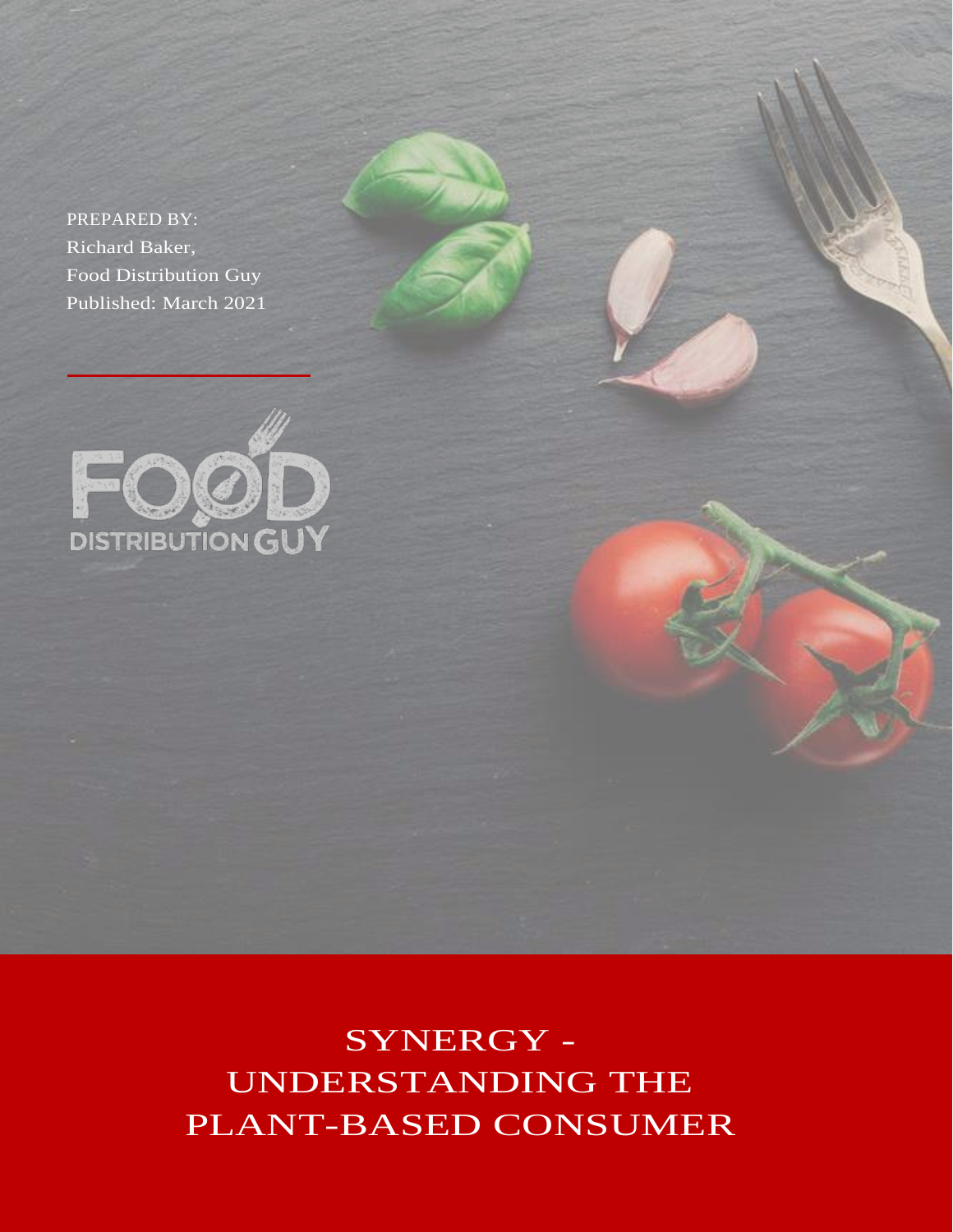PREPARED BY:
Richard Baker,
Food Distribution Guy
Published: March 2021

FOOD DISTRIBUTION GUY

# SYNERGY - UNDERSTANDING THE PLANT-BASED CONSUMER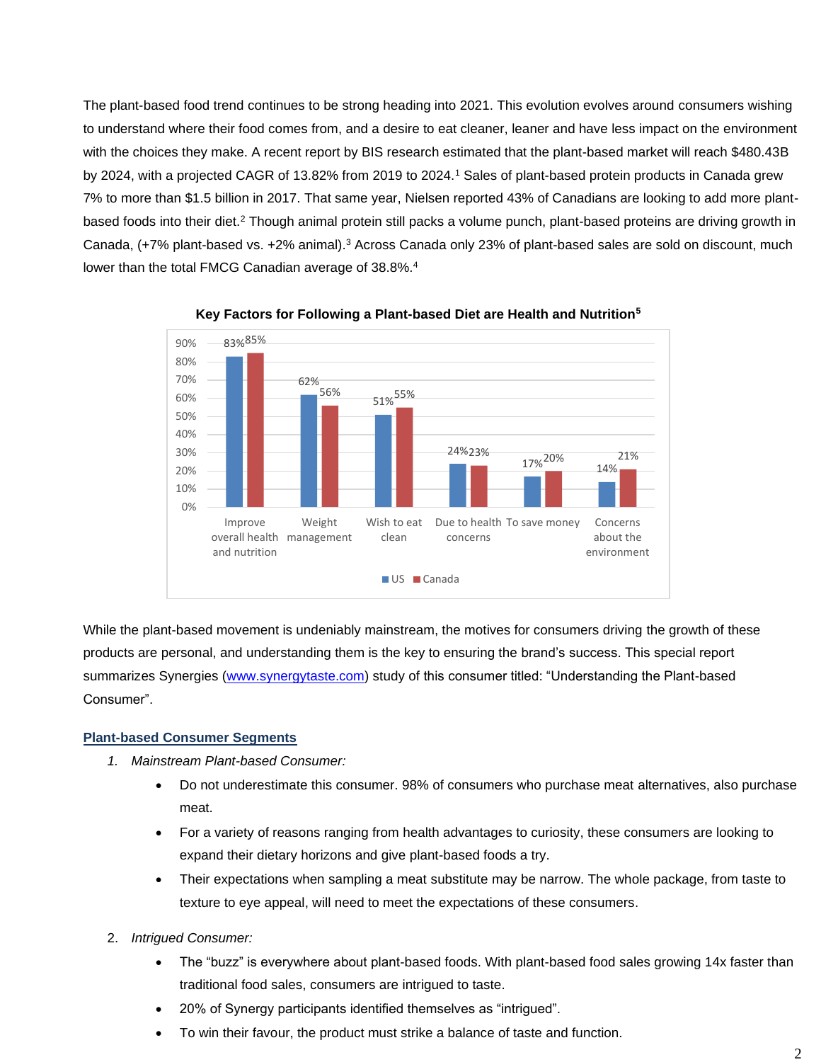The plant-based food trend continues to be strong heading into 2021. This evolution evolves around consumers wishing to understand where their food comes from, and a desire to eat cleaner, leaner and have less impact on the environment with the choices they make. A recent report by BIS research estimated that the plant-based market will reach $480.43B by 2024, with a projected CAGR of 13.82% from 2019 to 2024.[1] Sales of plant-based protein products in Canada grew 7% to more than $1.5 billion in 2017. That same year, Nielsen reported 43% of Canadians are looking to add more plant-based foods into their diet.[2] Though animal protein still packs a volume punch, plant-based proteins are driving growth in Canada, (+7% plant-based vs. +2% animal).[3] Across Canada only 23% of plant-based sales are sold on discount, much lower than the total FMCG Canadian average of 38.8%.[4]

**Key Factors for Following a Plant-based Diet are Health and Nutrition[5]**

90%
80%
70%
60%
50%
40%
30%
20%
10%
0%

83% 85%
62% 56%
51% 55%
24% 23%
17% 20%
14% 21%

Improve overall health and nutrition
Weight management
Wish to eat clean
Due to health concerns
To save money
Concerns about the environment

US Canada

While the plant-based movement is undeniably mainstream, the motives for consumers driving the growth of these products are personal, and understanding them is the key to ensuring the brand's success. This special report summarizes Synergies ([www.synergytaste.com](http://www.synergytaste.com)) study of this consumer titled: "Understanding the Plant-based Consumer".

## Plant-based Consumer Segments

1. *Mainstream Plant-based Consumer:*
   - Do not underestimate this consumer. 98% of consumers who purchase meat alternatives, also purchase meat.
   - For a variety of reasons ranging from health advantages to curiosity, these consumers are looking to expand their dietary horizons and give plant-based foods a try.
   - Their expectations when sampling a meat substitute may be narrow. The whole package, from taste to texture to eye appeal, will need to meet the expectations of these consumers.

2. *Intrigued Consumer:*
   - The "buzz" is everywhere about plant-based foods. With plant-based food sales growing 14x faster than traditional food sales, consumers are intrigued to taste.
   - 20% of Synergy participants identified themselves as "intrigued".
   - To win their favour, the product must strike a balance of taste and function.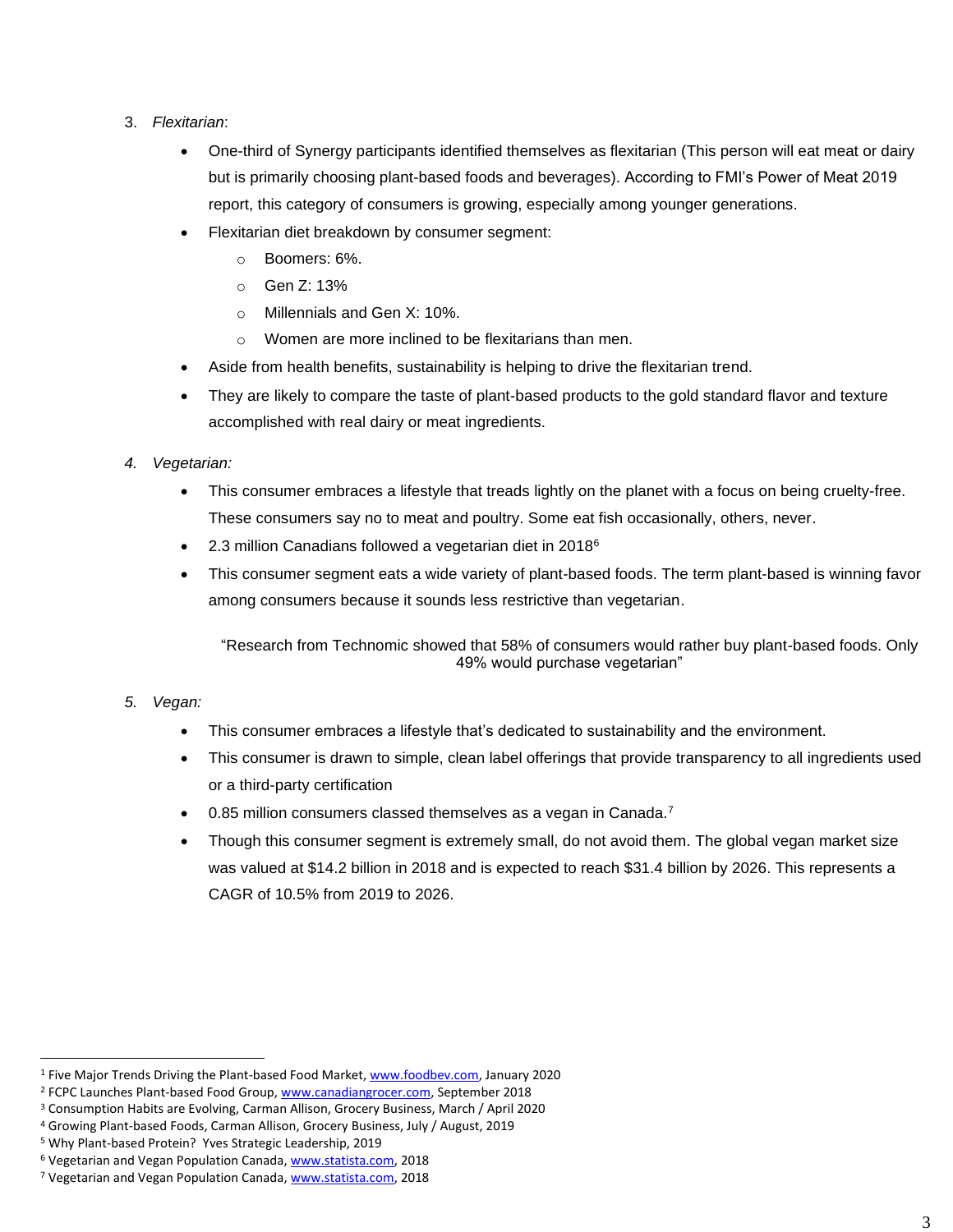3. *Flexitarian*:
   - One-third of Synergy participants identified themselves as flexitarian (This person will eat meat or dairy but is primarily choosing plant-based foods and beverages). According to FMI's Power of Meat 2019 report, this category of consumers is growing, especially among younger generations.
   - Flexitarian diet breakdown by consumer segment:
     - Boomers: 6%.
     - Gen Z: 13%
     - Millennials and Gen X: 10%.
     - Women are more inclined to be flexitarians than men.
   - Aside from health benefits, sustainability is helping to drive the flexitarian trend.
   - They are likely to compare the taste of plant-based products to the gold standard flavor and texture accomplished with real dairy or meat ingredients.

4. *Vegetarian:*
   - This consumer embraces a lifestyle that treads lightly on the planet with a focus on being cruelty-free. These consumers say no to meat and poultry. Some eat fish occasionally, others, never.
   - 2.3 million Canadians followed a vegetarian diet in 2018[6]
   - This consumer segment eats a wide variety of plant-based foods. The term plant-based is winning favor among consumers because it sounds less restrictive than vegetarian.

   "Research from Technomic showed that 58% of consumers would rather buy plant-based foods. Only 49% would purchase vegetarian"

5. *Vegan:*
   - This consumer embraces a lifestyle that's dedicated to sustainability and the environment.
   - This consumer is drawn to simple, clean label offerings that provide transparency to all ingredients used or a third-party certification
   - 0.85 million consumers classed themselves as a vegan in Canada.[7]
   - Though this consumer segment is extremely small, do not avoid them. The global vegan market size was valued at $14.2 billion in 2018 and is expected to reach $31.4 billion by 2026. This represents a CAGR of 10.5% from 2019 to 2026.

---

[1] Five Major Trends Driving the Plant-based Food Market, www.foodbev.com, January 2020
[2] FCPC Launches Plant-based Food Group, www.canadiangrocer.com, September 2018
[3] Consumption Habits are Evolving, Carman Allison, Grocery Business, March / April 2020
[4] Growing Plant-based Foods, Carman Allison, Grocery Business, July / August, 2019
[5] Why Plant-based Protein? Yves Strategic Leadership, 2019
[6] Vegetarian and Vegan Population Canada, www.statista.com, 2018
[7] Vegetarian and Vegan Population Canada, www.statista.com, 2018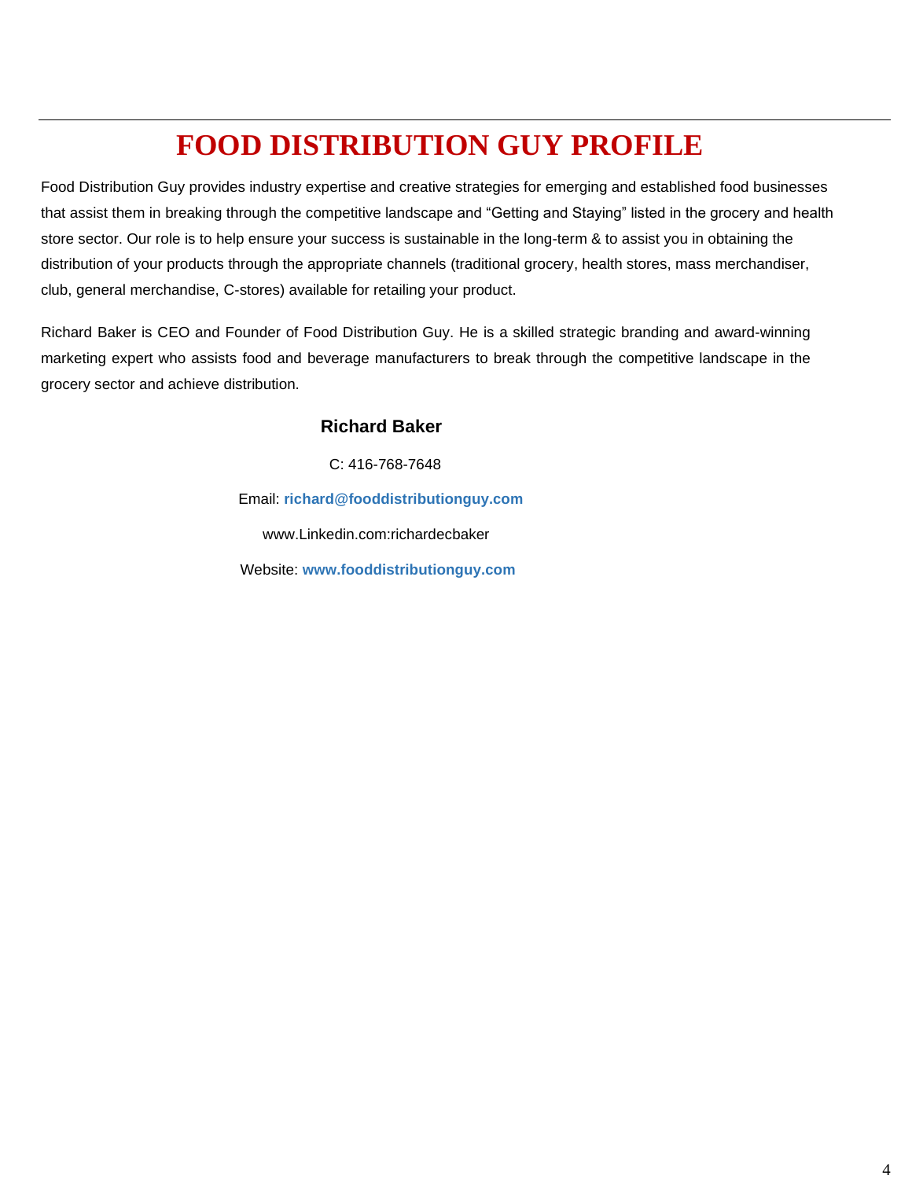# FOOD DISTRIBUTION GUY PROFILE

Food Distribution Guy provides industry expertise and creative strategies for emerging and established food businesses that assist them in breaking through the competitive landscape and "Getting and Staying" listed in the grocery and health store sector. Our role is to help ensure your success is sustainable in the long-term & to assist you in obtaining the distribution of your products through the appropriate channels (traditional grocery, health stores, mass merchandiser, club, general merchandise, C-stores) available for retailing your product.

Richard Baker is CEO and Founder of Food Distribution Guy. He is a skilled strategic branding and award-winning marketing expert who assists food and beverage manufacturers to break through the competitive landscape in the grocery sector and achieve distribution.

**Richard Baker**

C: 416-768-7648

Email: **richard@fooddistributionguy.com**

www.Linkedin.com:richardecbaker

Website: **www.fooddistributionguy.com**